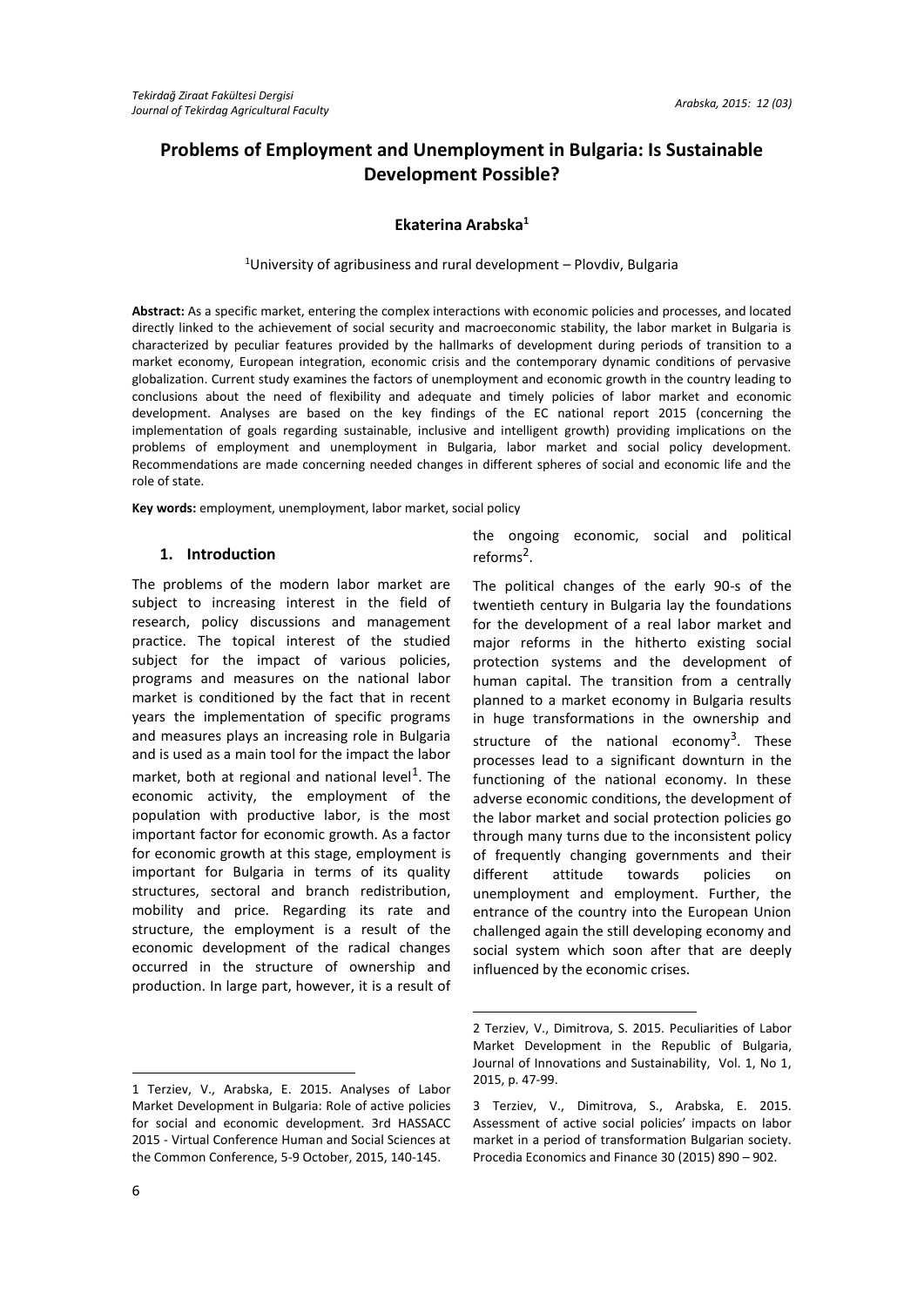# Problems of Employment and Unemployment in Bulgaria: Is Sustainable Development Possible?

**Ekaterina Arabska[1]**

[1]University of agribusiness and rural development – Plovdiv, Bulgaria

**Abstract:** As a specific market, entering the complex interactions with economic policies and processes, and located directly linked to the achievement of social security and macroeconomic stability, the labor market in Bulgaria is characterized by peculiar features provided by the hallmarks of development during periods of transition to a market economy, European integration, economic crisis and the contemporary dynamic conditions of pervasive globalization. Current study examines the factors of unemployment and economic growth in the country leading to conclusions about the need of flexibility and adequate and timely policies of labor market and economic development. Analyses are based on the key findings of the EC national report 2015 (concerning the implementation of goals regarding sustainable, inclusive and intelligent growth) providing implications on the problems of employment and unemployment in Bulgaria, labor market and social policy development. Recommendations are made concerning needed changes in different spheres of social and economic life and the role of state.

**Key words:** employment, unemployment, labor market, social policy

## 1. Introduction

The problems of the modern labor market are subject to increasing interest in the field of research, policy discussions and management practice. The topical interest of the studied subject for the impact of various policies, programs and measures on the national labor market is conditioned by the fact that in recent years the implementation of specific programs and measures plays an increasing role in Bulgaria and is used as a main tool for the impact the labor market, both at regional and national level[1]. The economic activity, the employment of the population with productive labor, is the most important factor for economic growth. As a factor for economic growth at this stage, employment is important for Bulgaria in terms of its quality structures, sectoral and branch redistribution, mobility and price. Regarding its rate and structure, the employment is a result of the economic development of the radical changes occurred in the structure of ownership and production. In large part, however, it is a result of the ongoing economic, social and political reforms[2].

The political changes of the early 90-s of the twentieth century in Bulgaria lay the foundations for the development of a real labor market and major reforms in the hitherto existing social protection systems and the development of human capital. The transition from a centrally planned to a market economy in Bulgaria results in huge transformations in the ownership and structure of the national economy[3]. These processes lead to a significant downturn in the functioning of the national economy. In these adverse economic conditions, the development of the labor market and social protection policies go through many turns due to the inconsistent policy of frequently changing governments and their different attitude towards policies on unemployment and employment. Further, the entrance of the country into the European Union challenged again the still developing economy and social system which soon after that are deeply influenced by the economic crises.

---

1 Terziev, V., Arabska, E. 2015. Analyses of Labor Market Development in Bulgaria: Role of active policies for social and economic development. 3rd HASSACC 2015 - Virtual Conference Human and Social Sciences at the Common Conference, 5-9 October, 2015, 140-145.

2 Terziev, V., Dimitrova, S. 2015. Peculiarities of Labor Market Development in the Republic of Bulgaria, Journal of Innovations and Sustainability, Vol. 1, No 1, 2015, p. 47-99.

3 Terziev, V., Dimitrova, S., Arabska, E. 2015. Assessment of active social policies' impacts on labor market in a period of transformation Bulgarian society. Procedia Economics and Finance 30 (2015) 890 – 902.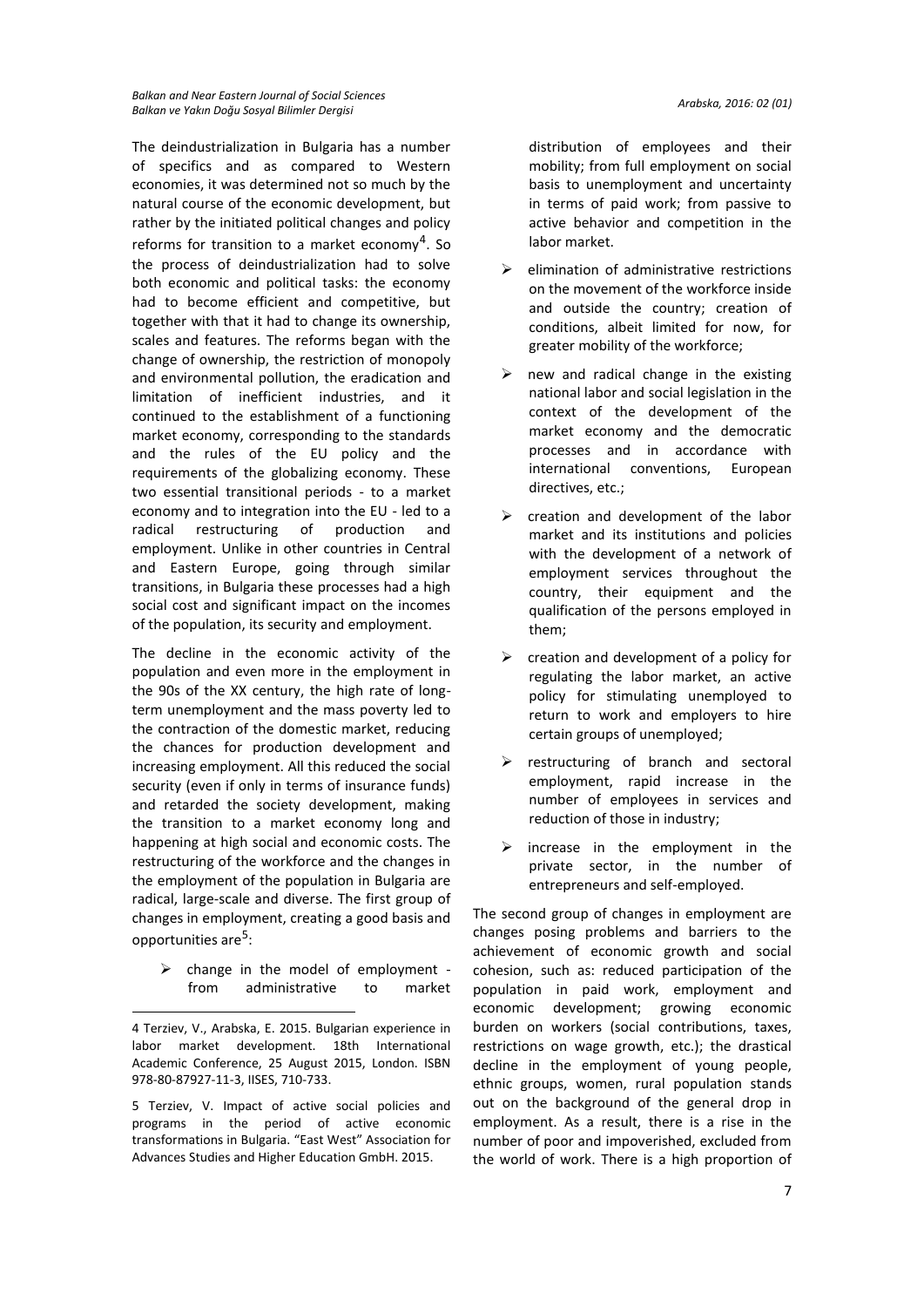The deindustrialization in Bulgaria has a number of specifics and as compared to Western economies, it was determined not so much by the natural course of the economic development, but rather by the initiated political changes and policy reforms for transition to a market economy[4]. So the process of deindustrialization had to solve both economic and political tasks: the economy had to become efficient and competitive, but together with that it had to change its ownership, scales and features. The reforms began with the change of ownership, the restriction of monopoly and environmental pollution, the eradication and limitation of inefficient industries, and it continued to the establishment of a functioning market economy, corresponding to the standards and the rules of the EU policy and the requirements of the globalizing economy. These two essential transitional periods - to a market economy and to integration into the EU - led to a radical restructuring of production and employment. Unlike in other countries in Central and Eastern Europe, going through similar transitions, in Bulgaria these processes had a high social cost and significant impact on the incomes of the population, its security and employment.

The decline in the economic activity of the population and even more in the employment in the 90s of the XX century, the high rate of long-term unemployment and the mass poverty led to the contraction of the domestic market, reducing the chances for production development and increasing employment. All this reduced the social security (even if only in terms of insurance funds) and retarded the society development, making the transition to a market economy long and happening at high social and economic costs. The restructuring of the workforce and the changes in the employment of the population in Bulgaria are radical, large-scale and diverse. The first group of changes in employment, creating a good basis and opportunities are[5]:

- change in the model of employment - from administrative to market distribution of employees and their mobility; from full employment on social basis to unemployment and uncertainty in terms of paid work; from passive to active behavior and competition in the labor market.
- elimination of administrative restrictions on the movement of the workforce inside and outside the country; creation of conditions, albeit limited for now, for greater mobility of the workforce;
- new and radical change in the existing national labor and social legislation in the context of the development of the market economy and the democratic processes and in accordance with international conventions, European directives, etc.;
- creation and development of the labor market and its institutions and policies with the development of a network of employment services throughout the country, their equipment and the qualification of the persons employed in them;
- creation and development of a policy for regulating the labor market, an active policy for stimulating unemployed to return to work and employers to hire certain groups of unemployed;
- restructuring of branch and sectoral employment, rapid increase in the number of employees in services and reduction of those in industry;
- increase in the employment in the private sector, in the number of entrepreneurs and self-employed.

The second group of changes in employment are changes posing problems and barriers to the achievement of economic growth and social cohesion, such as: reduced participation of the population in paid work, employment and economic development; growing economic burden on workers (social contributions, taxes, restrictions on wage growth, etc.); the drastical decline in the employment of young people, ethnic groups, women, rural population stands out on the background of the general drop in employment. As a result, there is a rise in the number of poor and impoverished, excluded from the world of work. There is a high proportion of

---

4 Terziev, V., Arabska, E. 2015. Bulgarian experience in labor market development. 18th International Academic Conference, 25 August 2015, London. ISBN 978-80-87927-11-3, IISES, 710-733.

5 Terziev, V. Impact of active social policies and programs in the period of active economic transformations in Bulgaria. "East West" Association for Advances Studies and Higher Education GmbH. 2015.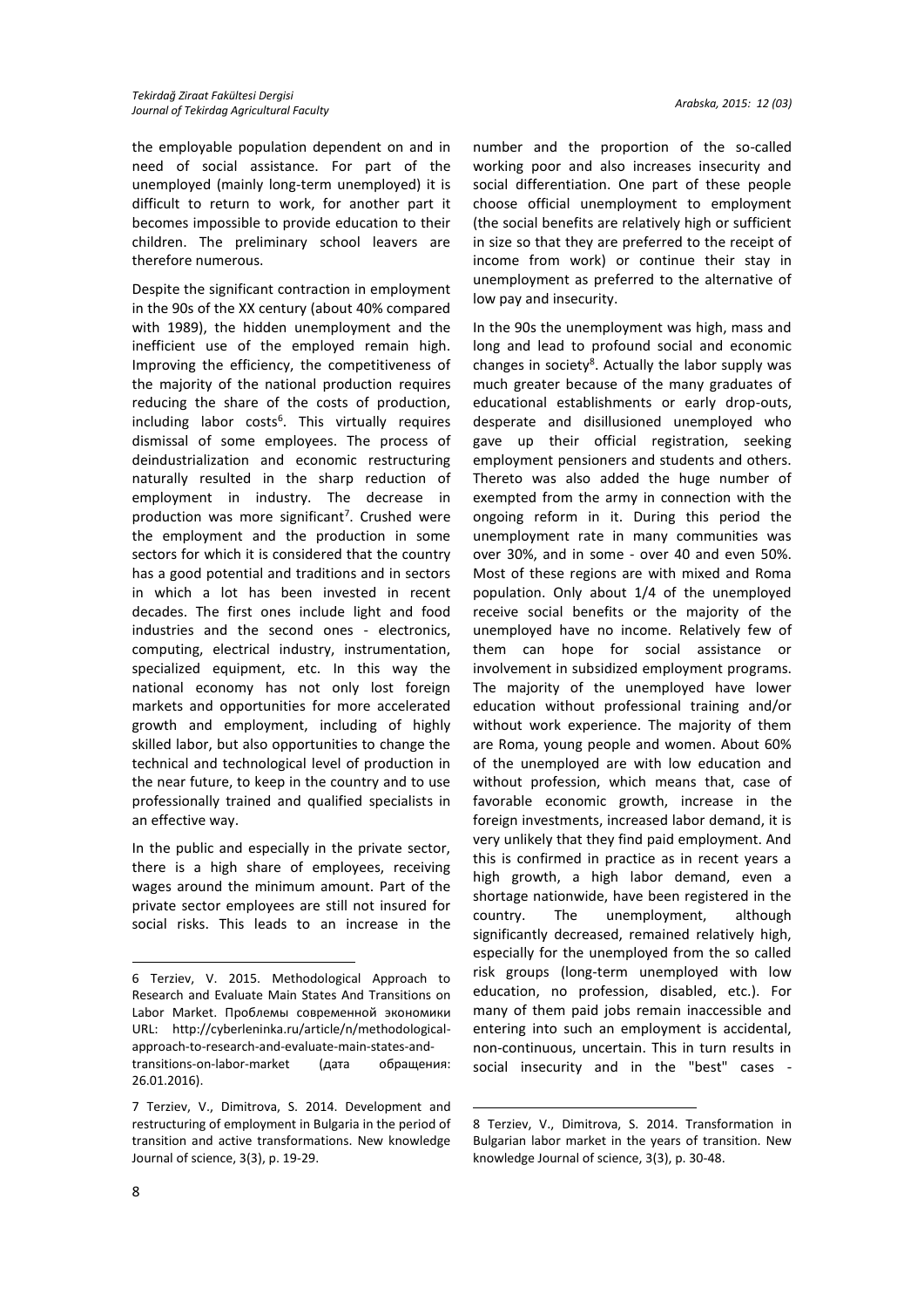the employable population dependent on and in need of social assistance. For part of the unemployed (mainly long-term unemployed) it is difficult to return to work, for another part it becomes impossible to provide education to their children. The preliminary school leavers are therefore numerous.

Despite the significant contraction in employment in the 90s of the XX century (about 40% compared with 1989), the hidden unemployment and the inefficient use of the employed remain high. Improving the efficiency, the competitiveness of the majority of the national production requires reducing the share of the costs of production, including labor costs[6]. This virtually requires dismissal of some employees. The process of deindustrialization and economic restructuring naturally resulted in the sharp reduction of employment in industry. The decrease in production was more significant[7]. Crushed were the employment and the production in some sectors for which it is considered that the country has a good potential and traditions and in sectors in which a lot has been invested in recent decades. The first ones include light and food industries and the second ones - electronics, computing, electrical industry, instrumentation, specialized equipment, etc. In this way the national economy has not only lost foreign markets and opportunities for more accelerated growth and employment, including of highly skilled labor, but also opportunities to change the technical and technological level of production in the near future, to keep in the country and to use professionally trained and qualified specialists in an effective way.

In the public and especially in the private sector, there is a high share of employees, receiving wages around the minimum amount. Part of the private sector employees are still not insured for social risks. This leads to an increase in the number and the proportion of the so-called working poor and also increases insecurity and social differentiation. One part of these people choose official unemployment to employment (the social benefits are relatively high or sufficient in size so that they are preferred to the receipt of income from work) or continue their stay in unemployment as preferred to the alternative of low pay and insecurity.

In the 90s the unemployment was high, mass and long and lead to profound social and economic changes in society[8]. Actually the labor supply was much greater because of the many graduates of educational establishments or early drop-outs, desperate and disillusioned unemployed who gave up their official registration, seeking employment pensioners and students and others. Thereto was also added the huge number of exempted from the army in connection with the ongoing reform in it. During this period the unemployment rate in many communities was over 30%, and in some - over 40 and even 50%. Most of these regions are with mixed and Roma population. Only about 1/4 of the unemployed receive social benefits or the majority of the unemployed have no income. Relatively few of them can hope for social assistance or involvement in subsidized employment programs. The majority of the unemployed have lower education without professional training and/or without work experience. The majority of them are Roma, young people and women. About 60% of the unemployed are with low education and without profession, which means that, case of favorable economic growth, increase in the foreign investments, increased labor demand, it is very unlikely that they find paid employment. And this is confirmed in practice as in recent years a high growth, a high labor demand, even a shortage nationwide, have been registered in the country. The unemployment, although significantly decreased, remained relatively high, especially for the unemployed from the so called risk groups (long-term unemployed with low education, no profession, disabled, etc.). For many of them paid jobs remain inaccessible and entering into such an employment is accidental, non-continuous, uncertain. This in turn results in social insecurity and in the "best" cases -

---

6 Terziev, V. 2015. Methodological Approach to Research and Evaluate Main States And Transitions on Labor Market. Проблемы современной экономики URL: http://cyberleninka.ru/article/n/methodological-approach-to-research-and-evaluate-main-states-and-transitions-on-labor-market (дата обращения: 26.01.2016).

7 Terziev, V., Dimitrova, S. 2014. Development and restructuring of employment in Bulgaria in the period of transition and active transformations. New knowledge Journal of science, 3(3), p. 19-29.

8 Terziev, V., Dimitrova, S. 2014. Transformation in Bulgarian labor market in the years of transition. New knowledge Journal of science, 3(3), p. 30-48.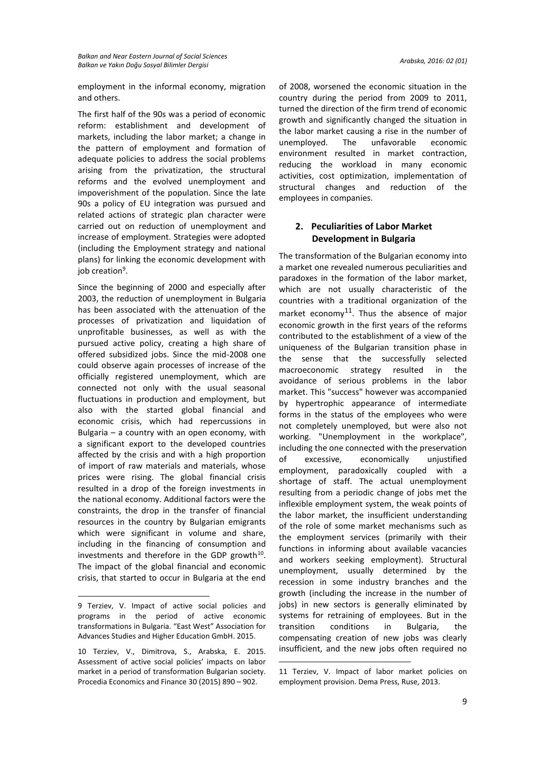employment in the informal economy, migration and others.

The first half of the 90s was a period of economic reform: establishment and development of markets, including the labor market; a change in the pattern of employment and formation of adequate policies to address the social problems arising from the privatization, the structural reforms and the evolved unemployment and impoverishment of the population. Since the late 90s a policy of EU integration was pursued and related actions of strategic plan character were carried out on reduction of unemployment and increase of employment. Strategies were adopted (including the Employment strategy and national plans) for linking the economic development with job creation[9].

Since the beginning of 2000 and especially after 2003, the reduction of unemployment in Bulgaria has been associated with the attenuation of the processes of privatization and liquidation of unprofitable businesses, as well as with the pursued active policy, creating a high share of offered subsidized jobs. Since the mid-2008 one could observe again processes of increase of the officially registered unemployment, which are connected not only with the usual seasonal fluctuations in production and employment, but also with the started global financial and economic crisis, which had repercussions in Bulgaria – a country with an open economy, with a significant export to the developed countries affected by the crisis and with a high proportion of import of raw materials and materials, whose prices were rising. The global financial crisis resulted in a drop of the foreign investments in the national economy. Additional factors were the constraints, the drop in the transfer of financial resources in the country by Bulgarian emigrants which were significant in volume and share, including in the financing of consumption and investments and therefore in the GDP growth[10]. The impact of the global financial and economic crisis, that started to occur in Bulgaria at the end of 2008, worsened the economic situation in the country during the period from 2009 to 2011, turned the direction of the firm trend of economic growth and significantly changed the situation in the labor market causing a rise in the number of unemployed. The unfavorable economic environment resulted in market contraction, reducing the workload in many economic activities, cost optimization, implementation of structural changes and reduction of the employees in companies.

## 2. Peculiarities of Labor Market Development in Bulgaria

The transformation of the Bulgarian economy into a market one revealed numerous peculiarities and paradoxes in the formation of the labor market, which are not usually characteristic of the countries with a traditional organization of the market economy[11]. Thus the absence of major economic growth in the first years of the reforms contributed to the establishment of a view of the uniqueness of the Bulgarian transition phase in the sense that the successfully selected macroeconomic strategy resulted in the avoidance of serious problems in the labor market. This "success" however was accompanied by hypertrophic appearance of intermediate forms in the status of the employees who were not completely unemployed, but were also not working. "Unemployment in the workplace", including the one connected with the preservation of excessive, economically unjustified employment, paradoxically coupled with a shortage of staff. The actual unemployment resulting from a periodic change of jobs met the inflexible employment system, the weak points of the labor market, the insufficient understanding of the role of some market mechanisms such as the employment services (primarily with their functions in informing about available vacancies and workers seeking employment). Structural unemployment, usually determined by the recession in some industry branches and the growth (including the increase in the number of jobs) in new sectors is generally eliminated by systems for retraining of employees. But in the transition conditions in Bulgaria, the compensating creation of new jobs was clearly insufficient, and the new jobs often required no

---

9 Terziev, V. Impact of active social policies and programs in the period of active economic transformations in Bulgaria. "East West" Association for Advances Studies and Higher Education GmbH. 2015.

10 Terziev, V., Dimitrova, S., Arabska, E. 2015. Assessment of active social policies' impacts on labor market in a period of transformation Bulgarian society. Procedia Economics and Finance 30 (2015) 890 – 902.

11 Terziev, V. Impact of labor market policies on employment provision. Dema Press, Ruse, 2013.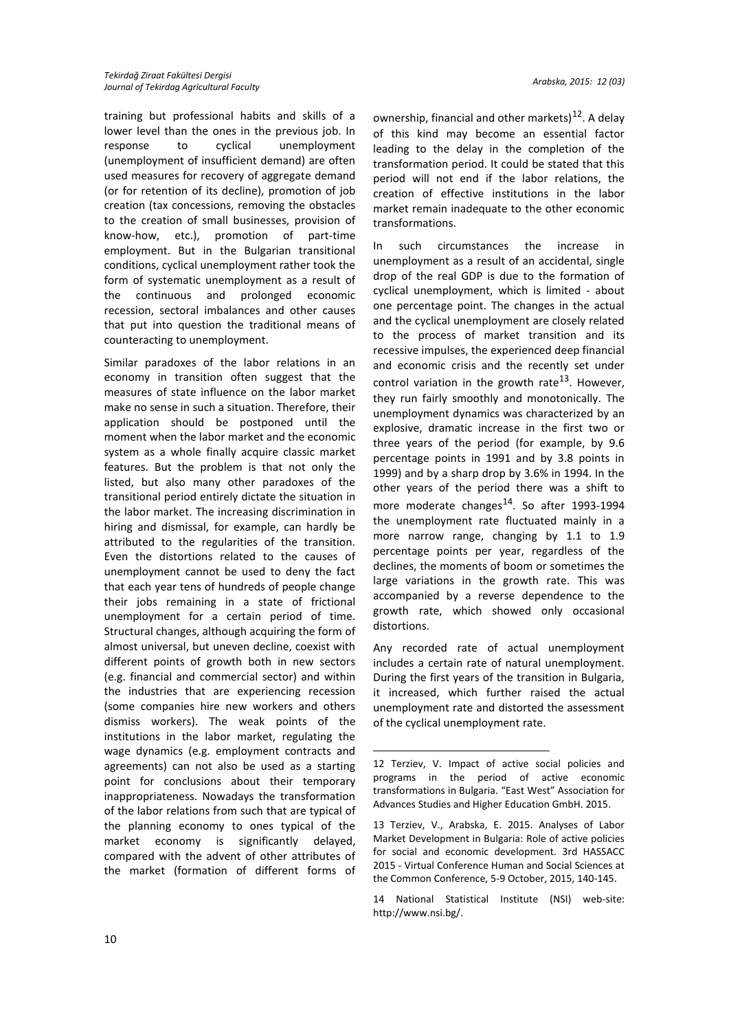training but professional habits and skills of a lower level than the ones in the previous job. In response to cyclical unemployment (unemployment of insufficient demand) are often used measures for recovery of aggregate demand (or for retention of its decline), promotion of job creation (tax concessions, removing the obstacles to the creation of small businesses, provision of know-how, etc.), promotion of part-time employment. But in the Bulgarian transitional conditions, cyclical unemployment rather took the form of systematic unemployment as a result of the continuous and prolonged economic recession, sectoral imbalances and other causes that put into question the traditional means of counteracting to unemployment.

Similar paradoxes of the labor relations in an economy in transition often suggest that the measures of state influence on the labor market make no sense in such a situation. Therefore, their application should be postponed until the moment when the labor market and the economic system as a whole finally acquire classic market features. But the problem is that not only the listed, but also many other paradoxes of the transitional period entirely dictate the situation in the labor market. The increasing discrimination in hiring and dismissal, for example, can hardly be attributed to the regularities of the transition. Even the distortions related to the causes of unemployment cannot be used to deny the fact that each year tens of hundreds of people change their jobs remaining in a state of frictional unemployment for a certain period of time. Structural changes, although acquiring the form of almost universal, but uneven decline, coexist with different points of growth both in new sectors (e.g. financial and commercial sector) and within the industries that are experiencing recession (some companies hire new workers and others dismiss workers). The weak points of the institutions in the labor market, regulating the wage dynamics (e.g. employment contracts and agreements) can not also be used as a starting point for conclusions about their temporary inappropriateness. Nowadays the transformation of the labor relations from such that are typical of the planning economy to ones typical of the market economy is significantly delayed, compared with the advent of other attributes of the market (formation of different forms of ownership, financial and other markets)[12]. A delay of this kind may become an essential factor leading to the delay in the completion of the transformation period. It could be stated that this period will not end if the labor relations, the creation of effective institutions in the labor market remain inadequate to the other economic transformations.

In such circumstances the increase in unemployment as a result of an accidental, single drop of the real GDP is due to the formation of cyclical unemployment, which is limited - about one percentage point. The changes in the actual and the cyclical unemployment are closely related to the process of market transition and its recessive impulses, the experienced deep financial and economic crisis and the recently set under control variation in the growth rate[13]. However, they run fairly smoothly and monotonically. The unemployment dynamics was characterized by an explosive, dramatic increase in the first two or three years of the period (for example, by 9.6 percentage points in 1991 and by 3.8 points in 1999) and by a sharp drop by 3.6% in 1994. In the other years of the period there was a shift to more moderate changes[14]. So after 1993-1994 the unemployment rate fluctuated mainly in a more narrow range, changing by 1.1 to 1.9 percentage points per year, regardless of the declines, the moments of boom or sometimes the large variations in the growth rate. This was accompanied by a reverse dependence to the growth rate, which showed only occasional distortions.

Any recorded rate of actual unemployment includes a certain rate of natural unemployment. During the first years of the transition in Bulgaria, it increased, which further raised the actual unemployment rate and distorted the assessment of the cyclical unemployment rate.

---

12 Terziev, V. Impact of active social policies and programs in the period of active economic transformations in Bulgaria. "East West" Association for Advances Studies and Higher Education GmbH. 2015.

13 Terziev, V., Arabska, E. 2015. Analyses of Labor Market Development in Bulgaria: Role of active policies for social and economic development. 3rd HASSACC 2015 - Virtual Conference Human and Social Sciences at the Common Conference, 5-9 October, 2015, 140-145.

14 National Statistical Institute (NSI) web-site: http://www.nsi.bg/.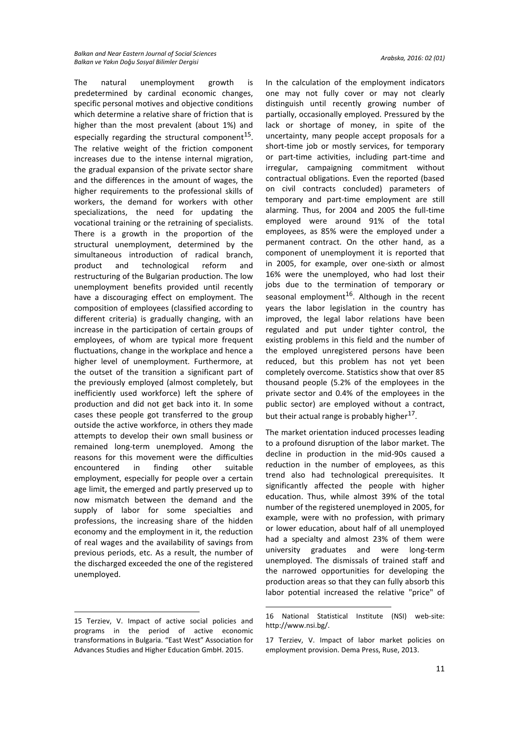The natural unemployment growth is predetermined by cardinal economic changes, specific personal motives and objective conditions which determine a relative share of friction that is higher than the most prevalent (about 1%) and especially regarding the structural component[15]. The relative weight of the friction component increases due to the intense internal migration, the gradual expansion of the private sector share and the differences in the amount of wages, the higher requirements to the professional skills of workers, the demand for workers with other specializations, the need for updating the vocational training or the retraining of specialists. There is a growth in the proportion of the structural unemployment, determined by the simultaneous introduction of radical branch, product and technological reform and restructuring of the Bulgarian production. The low unemployment benefits provided until recently have a discouraging effect on employment. The composition of employees (classified according to different criteria) is gradually changing, with an increase in the participation of certain groups of employees, of whom are typical more frequent fluctuations, change in the workplace and hence a higher level of unemployment. Furthermore, at the outset of the transition a significant part of the previously employed (almost completely, but inefficiently used workforce) left the sphere of production and did not get back into it. In some cases these people got transferred to the group outside the active workforce, in others they made attempts to develop their own small business or remained long-term unemployed. Among the reasons for this movement were the difficulties encountered in finding other suitable employment, especially for people over a certain age limit, the emerged and partly preserved up to now mismatch between the demand and the supply of labor for some specialties and professions, the increasing share of the hidden economy and the employment in it, the reduction of real wages and the availability of savings from previous periods, etc. As a result, the number of the discharged exceeded the one of the registered unemployed.

In the calculation of the employment indicators one may not fully cover or may not clearly distinguish until recently growing number of partially, occasionally employed. Pressured by the lack or shortage of money, in spite of the uncertainty, many people accept proposals for a short-time job or mostly services, for temporary or part-time activities, including part-time and irregular, campaigning commitment without contractual obligations. Even the reported (based on civil contracts concluded) parameters of temporary and part-time employment are still alarming. Thus, for 2004 and 2005 the full-time employed were around 91% of the total employees, as 85% were the employed under a permanent contract. On the other hand, as a component of unemployment it is reported that in 2005, for example, over one-sixth or almost 16% were the unemployed, who had lost their jobs due to the termination of temporary or seasonal employment[16]. Although in the recent years the labor legislation in the country has improved, the legal labor relations have been regulated and put under tighter control, the existing problems in this field and the number of the employed unregistered persons have been reduced, but this problem has not yet been completely overcome. Statistics show that over 85 thousand people (5.2% of the employees in the private sector and 0.4% of the employees in the public sector) are employed without a contract, but their actual range is probably higher[17].

The market orientation induced processes leading to a profound disruption of the labor market. The decline in production in the mid-90s caused a reduction in the number of employees, as this trend also had technological prerequisites. It significantly affected the people with higher education. Thus, while almost 39% of the total number of the registered unemployed in 2005, for example, were with no profession, with primary or lower education, about half of all unemployed had a specialty and almost 23% of them were university graduates and were long-term unemployed. The dismissals of trained staff and the narrowed opportunities for developing the production areas so that they can fully absorb this labor potential increased the relative "price" of

---

15 Terziev, V. Impact of active social policies and programs in the period of active economic transformations in Bulgaria. "East West" Association for Advances Studies and Higher Education GmbH. 2015.

16 National Statistical Institute (NSI) web-site: http://www.nsi.bg/.

17 Terziev, V. Impact of labor market policies on employment provision. Dema Press, Ruse, 2013.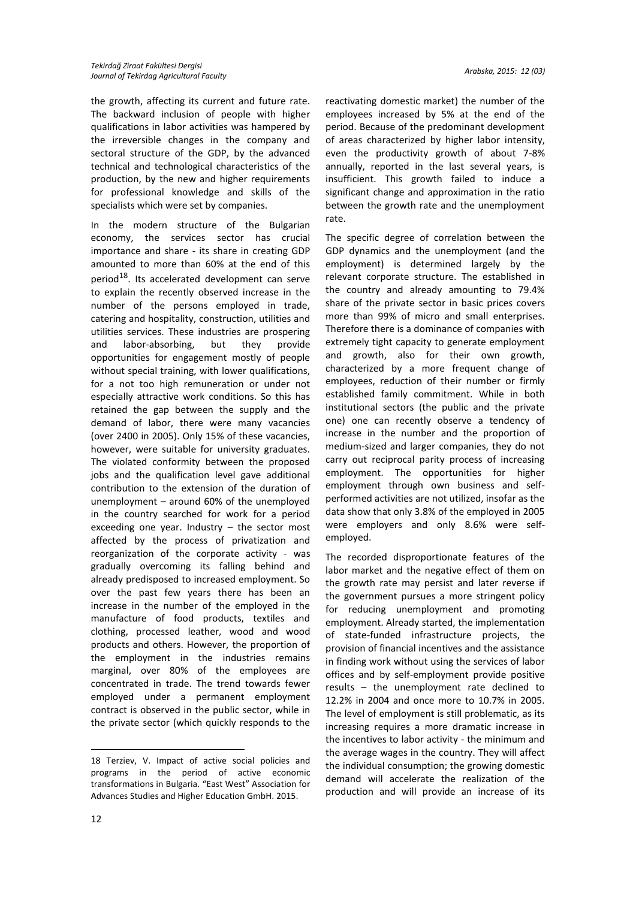the growth, affecting its current and future rate. The backward inclusion of people with higher qualifications in labor activities was hampered by the irreversible changes in the company and sectoral structure of the GDP, by the advanced technical and technological characteristics of the production, by the new and higher requirements for professional knowledge and skills of the specialists which were set by companies.

In the modern structure of the Bulgarian economy, the services sector has crucial importance and share - its share in creating GDP amounted to more than 60% at the end of this period[18]. Its accelerated development can serve to explain the recently observed increase in the number of the persons employed in trade, catering and hospitality, construction, utilities and utilities services. These industries are prospering and labor-absorbing, but they provide opportunities for engagement mostly of people without special training, with lower qualifications, for a not too high remuneration or under not especially attractive work conditions. So this has retained the gap between the supply and the demand of labor, there were many vacancies (over 2400 in 2005). Only 15% of these vacancies, however, were suitable for university graduates. The violated conformity between the proposed jobs and the qualification level gave additional contribution to the extension of the duration of unemployment – around 60% of the unemployed in the country searched for work for a period exceeding one year. Industry – the sector most affected by the process of privatization and reorganization of the corporate activity - was gradually overcoming its falling behind and already predisposed to increased employment. So over the past few years there has been an increase in the number of the employed in the manufacture of food products, textiles and clothing, processed leather, wood and wood products and others. However, the proportion of the employment in the industries remains marginal, over 80% of the employees are concentrated in trade. The trend towards fewer employed under a permanent employment contract is observed in the public sector, while in the private sector (which quickly responds to the reactivating domestic market) the number of the employees increased by 5% at the end of the period. Because of the predominant development of areas characterized by higher labor intensity, even the productivity growth of about 7-8% annually, reported in the last several years, is insufficient. This growth failed to induce a significant change and approximation in the ratio between the growth rate and the unemployment rate.

The specific degree of correlation between the GDP dynamics and the unemployment (and the employment) is determined largely by the relevant corporate structure. The established in the country and already amounting to 79.4% share of the private sector in basic prices covers more than 99% of micro and small enterprises. Therefore there is a dominance of companies with extremely tight capacity to generate employment and growth, also for their own growth, characterized by a more frequent change of employees, reduction of their number or firmly established family commitment. While in both institutional sectors (the public and the private one) one can recently observe a tendency of increase in the number and the proportion of medium-sized and larger companies, they do not carry out reciprocal parity process of increasing employment. The opportunities for higher employment through own business and self-performed activities are not utilized, insofar as the data show that only 3.8% of the employed in 2005 were employers and only 8.6% were self-employed.

The recorded disproportionate features of the labor market and the negative effect of them on the growth rate may persist and later reverse if the government pursues a more stringent policy for reducing unemployment and promoting employment. Already started, the implementation of state-funded infrastructure projects, the provision of financial incentives and the assistance in finding work without using the services of labor offices and by self-employment provide positive results – the unemployment rate declined to 12.2% in 2004 and once more to 10.7% in 2005. The level of employment is still problematic, as its increasing requires a more dramatic increase in the incentives to labor activity - the minimum and the average wages in the country. They will affect the individual consumption; the growing domestic demand will accelerate the realization of the production and will provide an increase of its

18 Terziev, V. Impact of active social policies and programs in the period of active economic transformations in Bulgaria. "East West" Association for Advances Studies and Higher Education GmbH. 2015.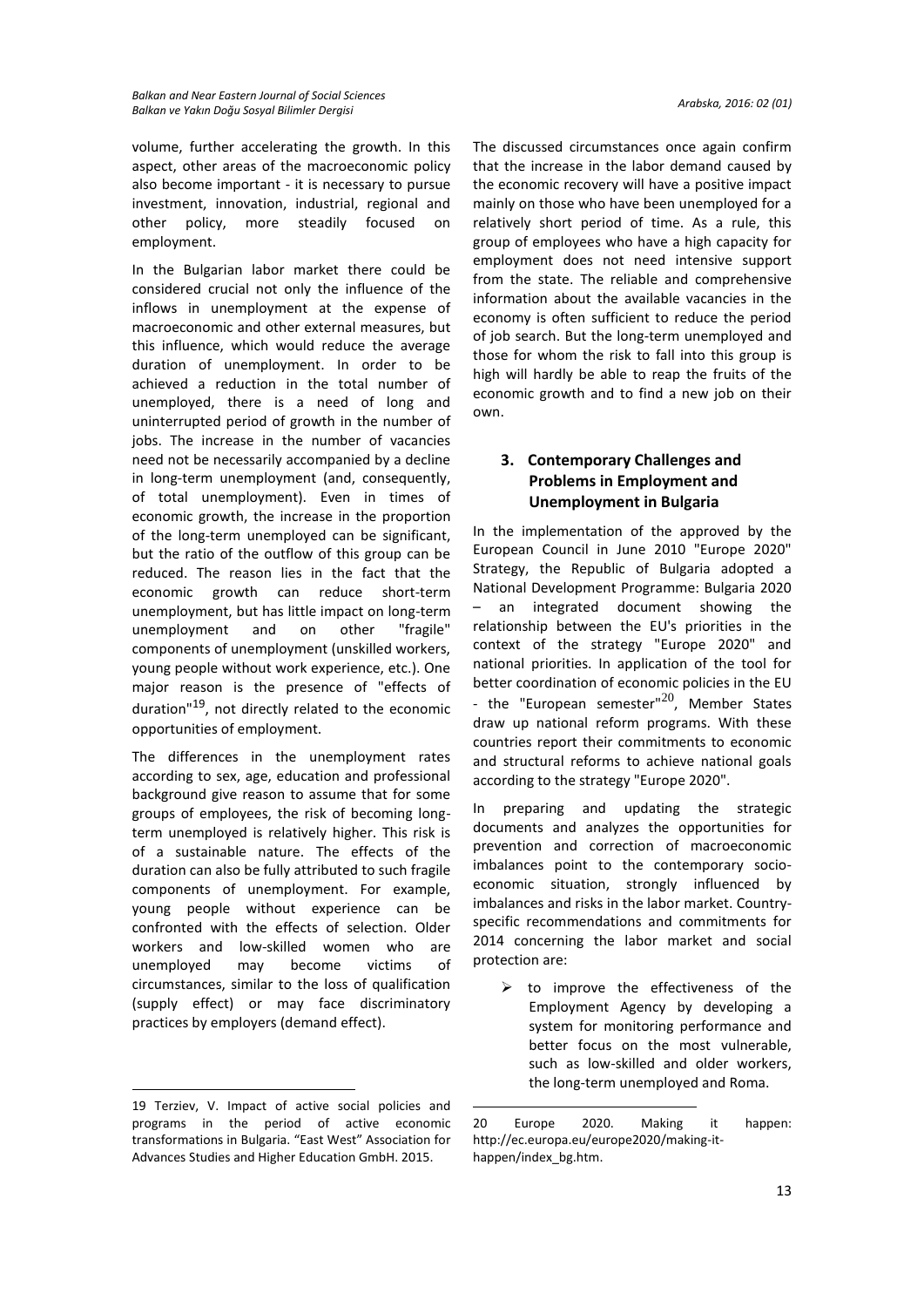volume, further accelerating the growth. In this aspect, other areas of the macroeconomic policy also become important - it is necessary to pursue investment, innovation, industrial, regional and other policy, more steadily focused on employment.

In the Bulgarian labor market there could be considered crucial not only the influence of the inflows in unemployment at the expense of macroeconomic and other external measures, but this influence, which would reduce the average duration of unemployment. In order to be achieved a reduction in the total number of unemployed, there is a need of long and uninterrupted period of growth in the number of jobs. The increase in the number of vacancies need not be necessarily accompanied by a decline in long-term unemployment (and, consequently, of total unemployment). Even in times of economic growth, the increase in the proportion of the long-term unemployed can be significant, but the ratio of the outflow of this group can be reduced. The reason lies in the fact that the economic growth can reduce short-term unemployment, but has little impact on long-term unemployment and on other "fragile" components of unemployment (unskilled workers, young people without work experience, etc.). One major reason is the presence of "effects of duration"[19], not directly related to the economic opportunities of employment.

The differences in the unemployment rates according to sex, age, education and professional background give reason to assume that for some groups of employees, the risk of becoming long-term unemployed is relatively higher. This risk is of a sustainable nature. The effects of the duration can also be fully attributed to such fragile components of unemployment. For example, young people without experience can be confronted with the effects of selection. Older workers and low-skilled women who are unemployed may become victims of circumstances, similar to the loss of qualification (supply effect) or may face discriminatory practices by employers (demand effect).

The discussed circumstances once again confirm that the increase in the labor demand caused by the economic recovery will have a positive impact mainly on those who have been unemployed for a relatively short period of time. As a rule, this group of employees who have a high capacity for employment does not need intensive support from the state. The reliable and comprehensive information about the available vacancies in the economy is often sufficient to reduce the period of job search. But the long-term unemployed and those for whom the risk to fall into this group is high will hardly be able to reap the fruits of the economic growth and to find a new job on their own.

## 3. Contemporary Challenges and Problems in Employment and Unemployment in Bulgaria

In the implementation of the approved by the European Council in June 2010 "Europe 2020" Strategy, the Republic of Bulgaria adopted a National Development Programme: Bulgaria 2020 – an integrated document showing the relationship between the EU's priorities in the context of the strategy "Europe 2020" and national priorities. In application of the tool for better coordination of economic policies in the EU - the "European semester"[20], Member States draw up national reform programs. With these countries report their commitments to economic and structural reforms to achieve national goals according to the strategy "Europe 2020".

In preparing and updating the strategic documents and analyzes the opportunities for prevention and correction of macroeconomic imbalances point to the contemporary socio-economic situation, strongly influenced by imbalances and risks in the labor market. Country-specific recommendations and commitments for 2014 concerning the labor market and social protection are:

- to improve the effectiveness of the Employment Agency by developing a system for monitoring performance and better focus on the most vulnerable, such as low-skilled and older workers, the long-term unemployed and Roma.

---

19 Terziev, V. Impact of active social policies and programs in the period of active economic transformations in Bulgaria. "East West" Association for Advances Studies and Higher Education GmbH. 2015.

20 Europe 2020. Making it happen: http://ec.europa.eu/europe2020/making-it-happen/index_bg.htm.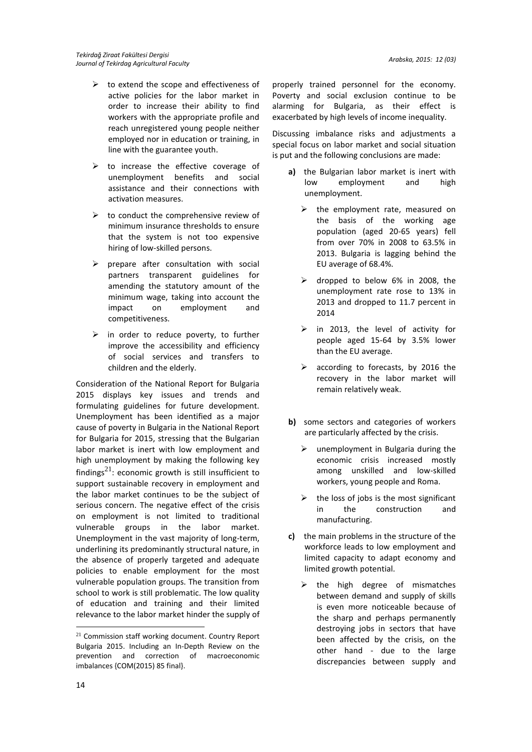- to extend the scope and effectiveness of active policies for the labor market in order to increase their ability to find workers with the appropriate profile and reach unregistered young people neither employed nor in education or training, in line with the guarantee youth.
- to increase the effective coverage of unemployment benefits and social assistance and their connections with activation measures.
- to conduct the comprehensive review of minimum insurance thresholds to ensure that the system is not too expensive hiring of low-skilled persons.
- prepare after consultation with social partners transparent guidelines for amending the statutory amount of the minimum wage, taking into account the impact on employment and competitiveness.
- in order to reduce poverty, to further improve the accessibility and efficiency of social services and transfers to children and the elderly.

Consideration of the National Report for Bulgaria 2015 displays key issues and trends and formulating guidelines for future development. Unemployment has been identified as a major cause of poverty in Bulgaria in the National Report for Bulgaria for 2015, stressing that the Bulgarian labor market is inert with low employment and high unemployment by making the following key findings[21]: economic growth is still insufficient to support sustainable recovery in employment and the labor market continues to be the subject of serious concern. The negative effect of the crisis on employment is not limited to traditional vulnerable groups in the labor market. Unemployment in the vast majority of long-term, underlining its predominantly structural nature, in the absence of properly targeted and adequate policies to enable employment for the most vulnerable population groups. The transition from school to work is still problematic. The low quality of education and training and their limited relevance to the labor market hinder the supply of properly trained personnel for the economy. Poverty and social exclusion continue to be alarming for Bulgaria, as their effect is exacerbated by high levels of income inequality.

Discussing imbalance risks and adjustments a special focus on labor market and social situation is put and the following conclusions are made:

**a)** the Bulgarian labor market is inert with low employment and high unemployment.

- the employment rate, measured on the basis of the working age population (aged 20-65 years) fell from over 70% in 2008 to 63.5% in 2013. Bulgaria is lagging behind the EU average of 68.4%.
- dropped to below 6% in 2008, the unemployment rate rose to 13% in 2013 and dropped to 11.7 percent in 2014
- in 2013, the level of activity for people aged 15-64 by 3.5% lower than the EU average.
- according to forecasts, by 2016 the recovery in the labor market will remain relatively weak.

**b)** some sectors and categories of workers are particularly affected by the crisis.

- unemployment in Bulgaria during the economic crisis increased mostly among unskilled and low-skilled workers, young people and Roma.
- the loss of jobs is the most significant in the construction and manufacturing.

**c)** the main problems in the structure of the workforce leads to low employment and limited capacity to adapt economy and limited growth potential.

- the high degree of mismatches between demand and supply of skills is even more noticeable because of the sharp and perhaps permanently destroying jobs in sectors that have been affected by the crisis, on the other hand - due to the large discrepancies between supply and

[21] Commission staff working document. Country Report Bulgaria 2015. Including an In-Depth Review on the prevention and correction of macroeconomic imbalances {COM(2015) 85 final}.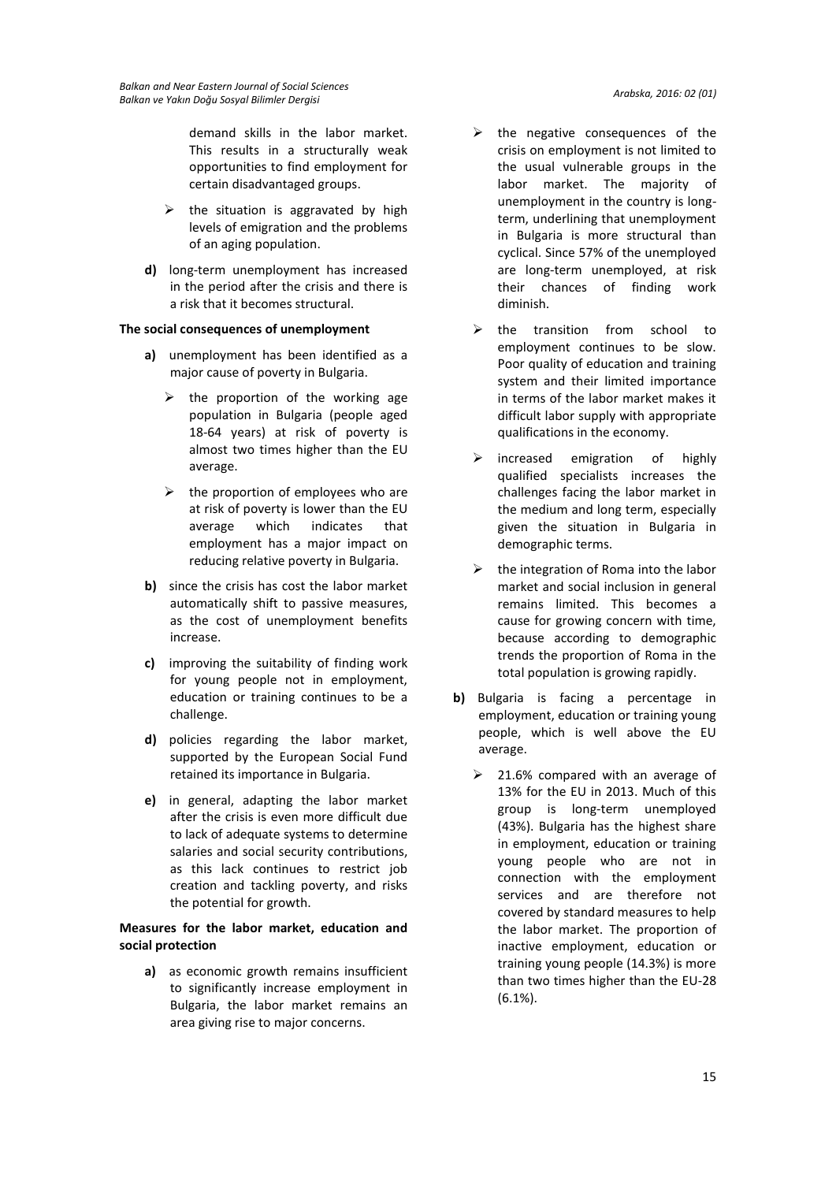demand skills in the labor market. This results in a structurally weak opportunities to find employment for certain disadvantaged groups.

- the situation is aggravated by high levels of emigration and the problems of an aging population.

**d)** long-term unemployment has increased in the period after the crisis and there is a risk that it becomes structural.

**The social consequences of unemployment**

**a)** unemployment has been identified as a major cause of poverty in Bulgaria.

- the proportion of the working age population in Bulgaria (people aged 18-64 years) at risk of poverty is almost two times higher than the EU average.
- the proportion of employees who are at risk of poverty is lower than the EU average which indicates that employment has a major impact on reducing relative poverty in Bulgaria.

**b)** since the crisis has cost the labor market automatically shift to passive measures, as the cost of unemployment benefits increase.

**c)** improving the suitability of finding work for young people not in employment, education or training continues to be a challenge.

**d)** policies regarding the labor market, supported by the European Social Fund retained its importance in Bulgaria.

**e)** in general, adapting the labor market after the crisis is even more difficult due to lack of adequate systems to determine salaries and social security contributions, as this lack continues to restrict job creation and tackling poverty, and risks the potential for growth.

**Measures for the labor market, education and social protection**

**a)** as economic growth remains insufficient to significantly increase employment in Bulgaria, the labor market remains an area giving rise to major concerns.

- the negative consequences of the crisis on employment is not limited to the usual vulnerable groups in the labor market. The majority of unemployment in the country is long-term, underlining that unemployment in Bulgaria is more structural than cyclical. Since 57% of the unemployed are long-term unemployed, at risk their chances of finding work diminish.
- the transition from school to employment continues to be slow. Poor quality of education and training system and their limited importance in terms of the labor market makes it difficult labor supply with appropriate qualifications in the economy.
- increased emigration of highly qualified specialists increases the challenges facing the labor market in the medium and long term, especially given the situation in Bulgaria in demographic terms.
- the integration of Roma into the labor market and social inclusion in general remains limited. This becomes a cause for growing concern with time, because according to demographic trends the proportion of Roma in the total population is growing rapidly.

**b)** Bulgaria is facing a percentage in employment, education or training young people, which is well above the EU average.

- 21.6% compared with an average of 13% for the EU in 2013. Much of this group is long-term unemployed (43%). Bulgaria has the highest share in employment, education or training young people who are not in connection with the employment services and are therefore not covered by standard measures to help the labor market. The proportion of inactive employment, education or training young people (14.3%) is more than two times higher than the EU-28 (6.1%).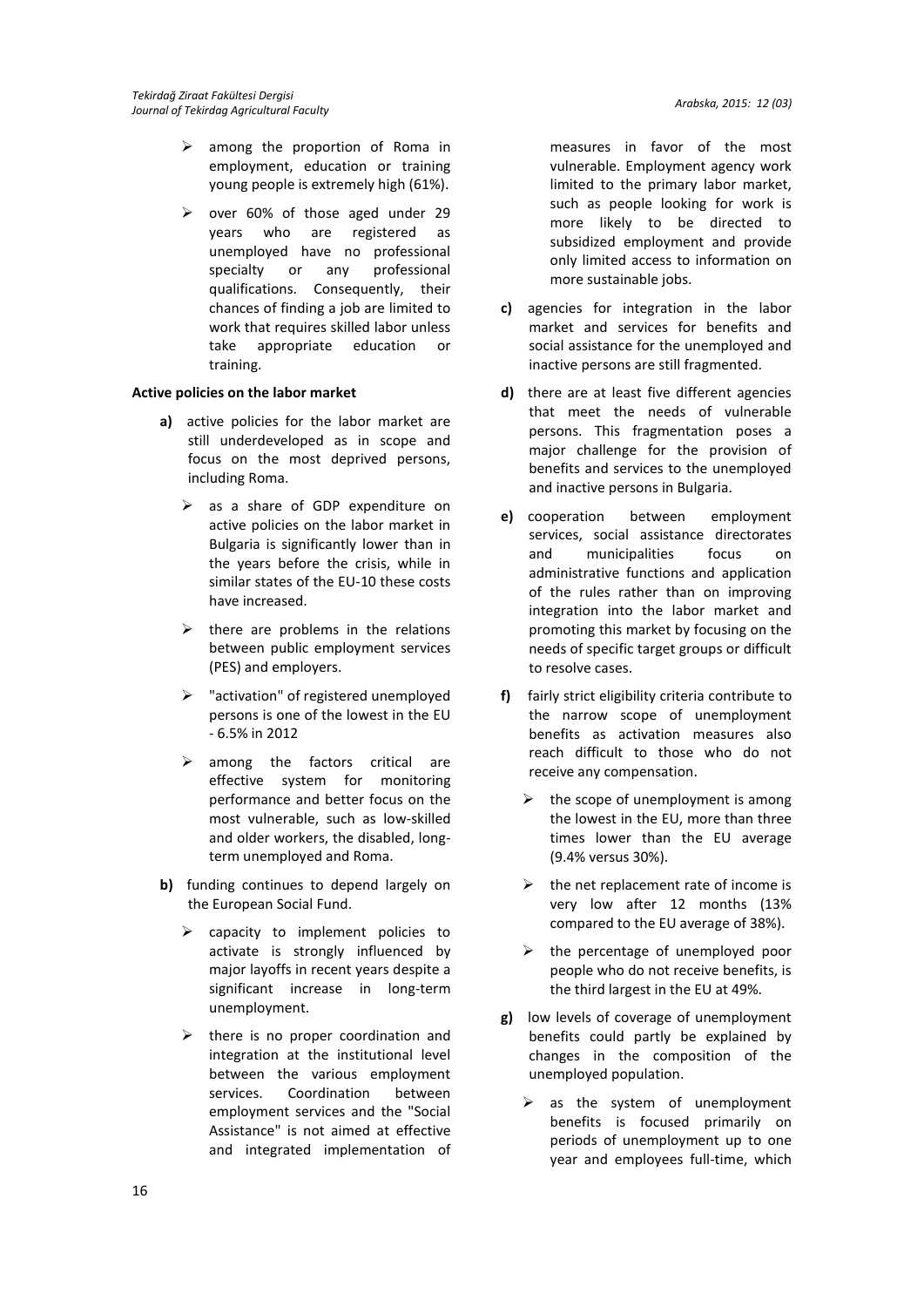- among the proportion of Roma in employment, education or training young people is extremely high (61%).
- over 60% of those aged under 29 years who are registered as unemployed have no professional specialty or any professional qualifications. Consequently, their chances of finding a job are limited to work that requires skilled labor unless take appropriate education or training.

**Active policies on the labor market**

**a)** active policies for the labor market are still underdeveloped as in scope and focus on the most deprived persons, including Roma.

- as a share of GDP expenditure on active policies on the labor market in Bulgaria is significantly lower than in the years before the crisis, while in similar states of the EU-10 these costs have increased.
- there are problems in the relations between public employment services (PES) and employers.
- "activation" of registered unemployed persons is one of the lowest in the EU - 6.5% in 2012
- among the factors critical are effective system for monitoring performance and better focus on the most vulnerable, such as low-skilled and older workers, the disabled, long-term unemployed and Roma.

**b)** funding continues to depend largely on the European Social Fund.

- capacity to implement policies to activate is strongly influenced by major layoffs in recent years despite a significant increase in long-term unemployment.
- there is no proper coordination and integration at the institutional level between the various employment services. Coordination between employment services and the "Social Assistance" is not aimed at effective and integrated implementation of measures in favor of the most vulnerable. Employment agency work limited to the primary labor market, such as people looking for work is more likely to be directed to subsidized employment and provide only limited access to information on more sustainable jobs.

**c)** agencies for integration in the labor market and services for benefits and social assistance for the unemployed and inactive persons are still fragmented.

**d)** there are at least five different agencies that meet the needs of vulnerable persons. This fragmentation poses a major challenge for the provision of benefits and services to the unemployed and inactive persons in Bulgaria.

**e)** cooperation between employment services, social assistance directorates and municipalities focus on administrative functions and application of the rules rather than on improving integration into the labor market and promoting this market by focusing on the needs of specific target groups or difficult to resolve cases.

**f)** fairly strict eligibility criteria contribute to the narrow scope of unemployment benefits as activation measures also reach difficult to those who do not receive any compensation.

- the scope of unemployment is among the lowest in the EU, more than three times lower than the EU average (9.4% versus 30%).
- the net replacement rate of income is very low after 12 months (13% compared to the EU average of 38%).
- the percentage of unemployed poor people who do not receive benefits, is the third largest in the EU at 49%.

**g)** low levels of coverage of unemployment benefits could partly be explained by changes in the composition of the unemployed population.

- as the system of unemployment benefits is focused primarily on periods of unemployment up to one year and employees full-time, which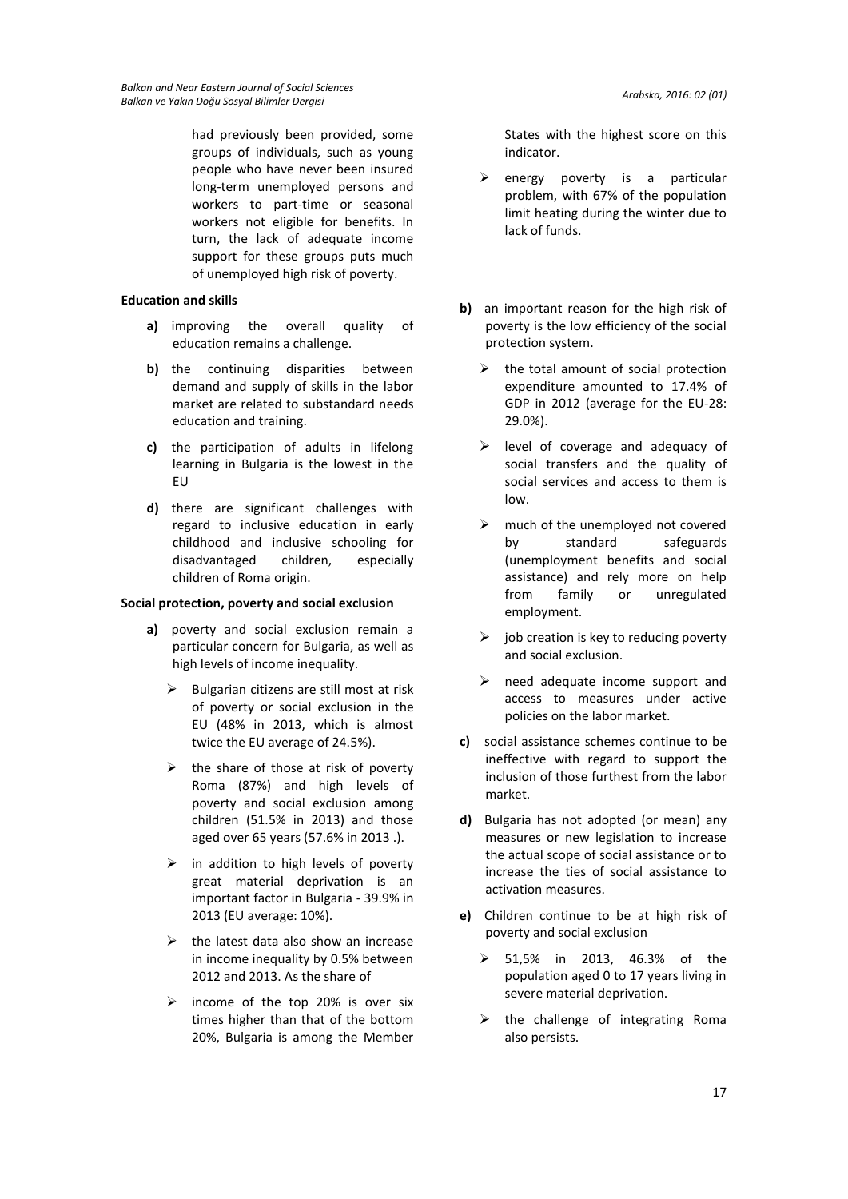had previously been provided, some groups of individuals, such as young people who have never been insured long-term unemployed persons and workers to part-time or seasonal workers not eligible for benefits. In turn, the lack of adequate income support for these groups puts much of unemployed high risk of poverty.

**Education and skills**

- **a)** improving the overall quality of education remains a challenge.
- **b)** the continuing disparities between demand and supply of skills in the labor market are related to substandard needs education and training.
- **c)** the participation of adults in lifelong learning in Bulgaria is the lowest in the EU
- **d)** there are significant challenges with regard to inclusive education in early childhood and inclusive schooling for disadvantaged children, especially children of Roma origin.

**Social protection, poverty and social exclusion**

- **a)** poverty and social exclusion remain a particular concern for Bulgaria, as well as high levels of income inequality.
  - Bulgarian citizens are still most at risk of poverty or social exclusion in the EU (48% in 2013, which is almost twice the EU average of 24.5%).
  - the share of those at risk of poverty Roma (87%) and high levels of poverty and social exclusion among children (51.5% in 2013) and those aged over 65 years (57.6% in 2013 .).
  - in addition to high levels of poverty great material deprivation is an important factor in Bulgaria - 39.9% in 2013 (EU average: 10%).
  - the latest data also show an increase in income inequality by 0.5% between 2012 and 2013. As the share of
  - income of the top 20% is over six times higher than that of the bottom 20%, Bulgaria is among the Member States with the highest score on this indicator.
  - energy poverty is a particular problem, with 67% of the population limit heating during the winter due to lack of funds.
- **b)** an important reason for the high risk of poverty is the low efficiency of the social protection system.
  - the total amount of social protection expenditure amounted to 17.4% of GDP in 2012 (average for the EU-28: 29.0%).
  - level of coverage and adequacy of social transfers and the quality of social services and access to them is low.
  - much of the unemployed not covered by standard safeguards (unemployment benefits and social assistance) and rely more on help from family or unregulated employment.
  - job creation is key to reducing poverty and social exclusion.
  - need adequate income support and access to measures under active policies on the labor market.
- **c)** social assistance schemes continue to be ineffective with regard to support the inclusion of those furthest from the labor market.
- **d)** Bulgaria has not adopted (or mean) any measures or new legislation to increase the actual scope of social assistance or to increase the ties of social assistance to activation measures.
- **e)** Children continue to be at high risk of poverty and social exclusion
  - 51,5% in 2013, 46.3% of the population aged 0 to 17 years living in severe material deprivation.
  - the challenge of integrating Roma also persists.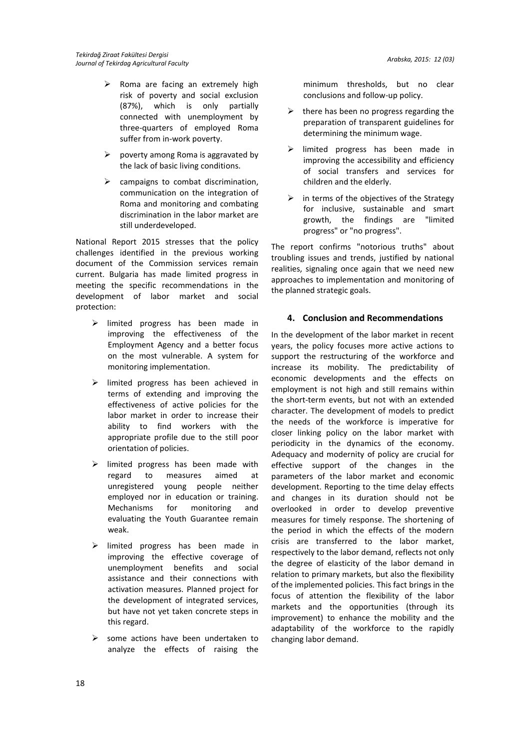- Roma are facing an extremely high risk of poverty and social exclusion (87%), which is only partially connected with unemployment by three-quarters of employed Roma suffer from in-work poverty.
- poverty among Roma is aggravated by the lack of basic living conditions.
- campaigns to combat discrimination, communication on the integration of Roma and monitoring and combating discrimination in the labor market are still underdeveloped.

National Report 2015 stresses that the policy challenges identified in the previous working document of the Commission services remain current. Bulgaria has made limited progress in meeting the specific recommendations in the development of labor market and social protection:

- limited progress has been made in improving the effectiveness of the Employment Agency and a better focus on the most vulnerable. A system for monitoring implementation.
- limited progress has been achieved in terms of extending and improving the effectiveness of active policies for the labor market in order to increase their ability to find workers with the appropriate profile due to the still poor orientation of policies.
- limited progress has been made with regard to measures aimed at unregistered young people neither employed nor in education or training. Mechanisms for monitoring and evaluating the Youth Guarantee remain weak.
- limited progress has been made in improving the effective coverage of unemployment benefits and social assistance and their connections with activation measures. Planned project for the development of integrated services, but have not yet taken concrete steps in this regard.
- some actions have been undertaken to analyze the effects of raising the minimum thresholds, but no clear conclusions and follow-up policy.
- there has been no progress regarding the preparation of transparent guidelines for determining the minimum wage.
- limited progress has been made in improving the accessibility and efficiency of social transfers and services for children and the elderly.
- in terms of the objectives of the Strategy for inclusive, sustainable and smart growth, the findings are "limited progress" or "no progress".

The report confirms "notorious truths" about troubling issues and trends, justified by national realities, signaling once again that we need new approaches to implementation and monitoring of the planned strategic goals.

## 4. Conclusion and Recommendations

In the development of the labor market in recent years, the policy focuses more active actions to support the restructuring of the workforce and increase its mobility. The predictability of economic developments and the effects on employment is not high and still remains within the short-term events, but not with an extended character. The development of models to predict the needs of the workforce is imperative for closer linking policy on the labor market with periodicity in the dynamics of the economy. Adequacy and modernity of policy are crucial for effective support of the changes in the parameters of the labor market and economic development. Reporting to the time delay effects and changes in its duration should not be overlooked in order to develop preventive measures for timely response. The shortening of the period in which the effects of the modern crisis are transferred to the labor market, respectively to the labor demand, reflects not only the degree of elasticity of the labor demand in relation to primary markets, but also the flexibility of the implemented policies. This fact brings in the focus of attention the flexibility of the labor markets and the opportunities (through its improvement) to enhance the mobility and the adaptability of the workforce to the rapidly changing labor demand.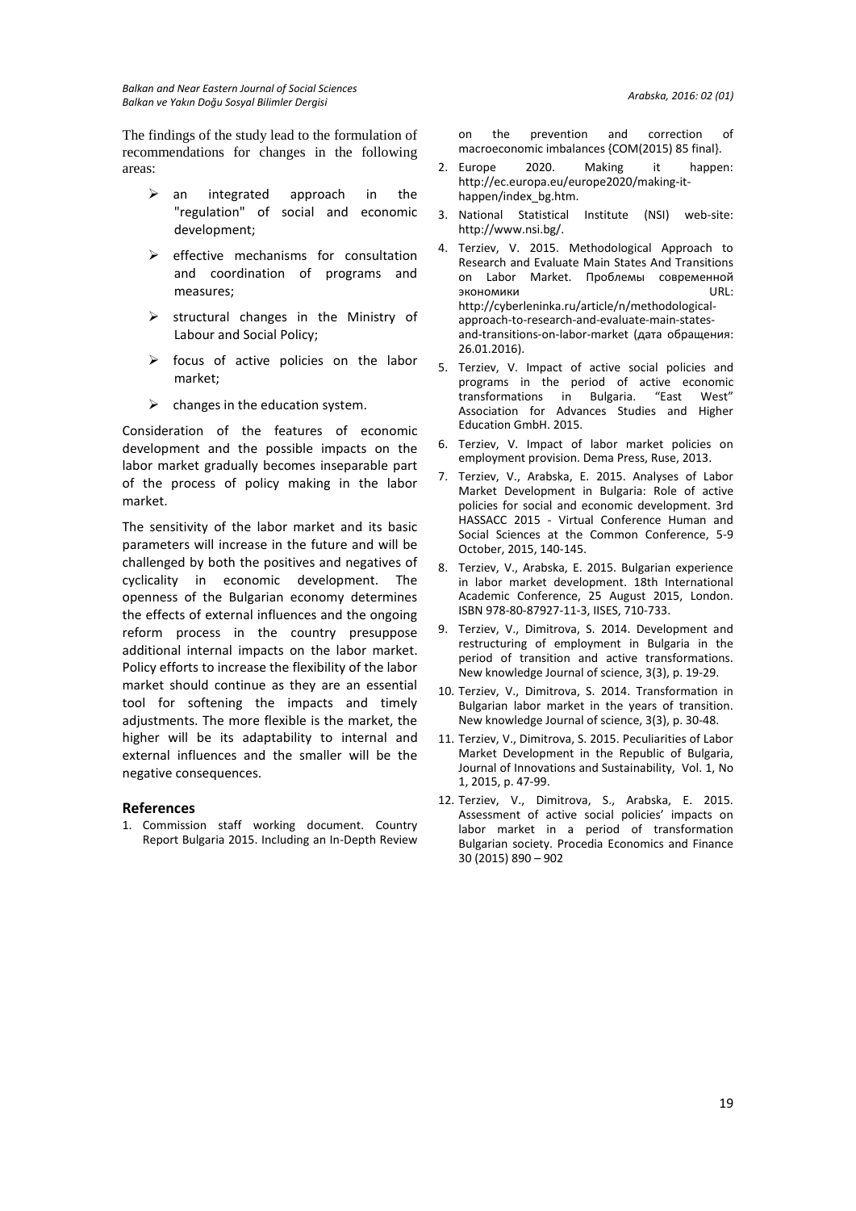The findings of the study lead to the formulation of recommendations for changes in the following areas:

- an integrated approach in the "regulation" of social and economic development;
- effective mechanisms for consultation and coordination of programs and measures;
- structural changes in the Ministry of Labour and Social Policy;
- focus of active policies on the labor market;
- changes in the education system.

Consideration of the features of economic development and the possible impacts on the labor market gradually becomes inseparable part of the process of policy making in the labor market.

The sensitivity of the labor market and its basic parameters will increase in the future and will be challenged by both the positives and negatives of cyclicality in economic development. The openness of the Bulgarian economy determines the effects of external influences and the ongoing reform process in the country presuppose additional internal impacts on the labor market. Policy efforts to increase the flexibility of the labor market should continue as they are an essential tool for softening the impacts and timely adjustments. The more flexible is the market, the higher will be its adaptability to internal and external influences and the smaller will be the negative consequences.

## References

1. Commission staff working document. Country Report Bulgaria 2015. Including an In-Depth Review on the prevention and correction of macroeconomic imbalances {COM(2015) 85 final}.
2. Europe 2020. Making it happen: http://ec.europa.eu/europe2020/making-it-happen/index_bg.htm.
3. National Statistical Institute (NSI) web-site: http://www.nsi.bg/.
4. Terziev, V. 2015. Methodological Approach to Research and Evaluate Main States And Transitions on Labor Market. Проблемы современной экономики URL: http://cyberleninka.ru/article/n/methodological-approach-to-research-and-evaluate-main-states-and-transitions-on-labor-market (дата обращения: 26.01.2016).
5. Terziev, V. Impact of active social policies and programs in the period of active economic transformations in Bulgaria. "East West" Association for Advances Studies and Higher Education GmbH. 2015.
6. Terziev, V. Impact of labor market policies on employment provision. Dema Press, Ruse, 2013.
7. Terziev, V., Arabska, E. 2015. Analyses of Labor Market Development in Bulgaria: Role of active policies for social and economic development. 3rd HASSACC 2015 - Virtual Conference Human and Social Sciences at the Common Conference, 5-9 October, 2015, 140-145.
8. Terziev, V., Arabska, E. 2015. Bulgarian experience in labor market development. 18th International Academic Conference, 25 August 2015, London. ISBN 978-80-87927-11-3, IISES, 710-733.
9. Terziev, V., Dimitrova, S. 2014. Development and restructuring of employment in Bulgaria in the period of transition and active transformations. New knowledge Journal of science, 3(3), p. 19-29.
10. Terziev, V., Dimitrova, S. 2014. Transformation in Bulgarian labor market in the years of transition. New knowledge Journal of science, 3(3), p. 30-48.
11. Terziev, V., Dimitrova, S. 2015. Peculiarities of Labor Market Development in the Republic of Bulgaria, Journal of Innovations and Sustainability, Vol. 1, No 1, 2015, p. 47-99.
12. Terziev, V., Dimitrova, S., Arabska, E. 2015. Assessment of active social policies' impacts on labor market in a period of transformation Bulgarian society. Procedia Economics and Finance 30 (2015) 890 – 902